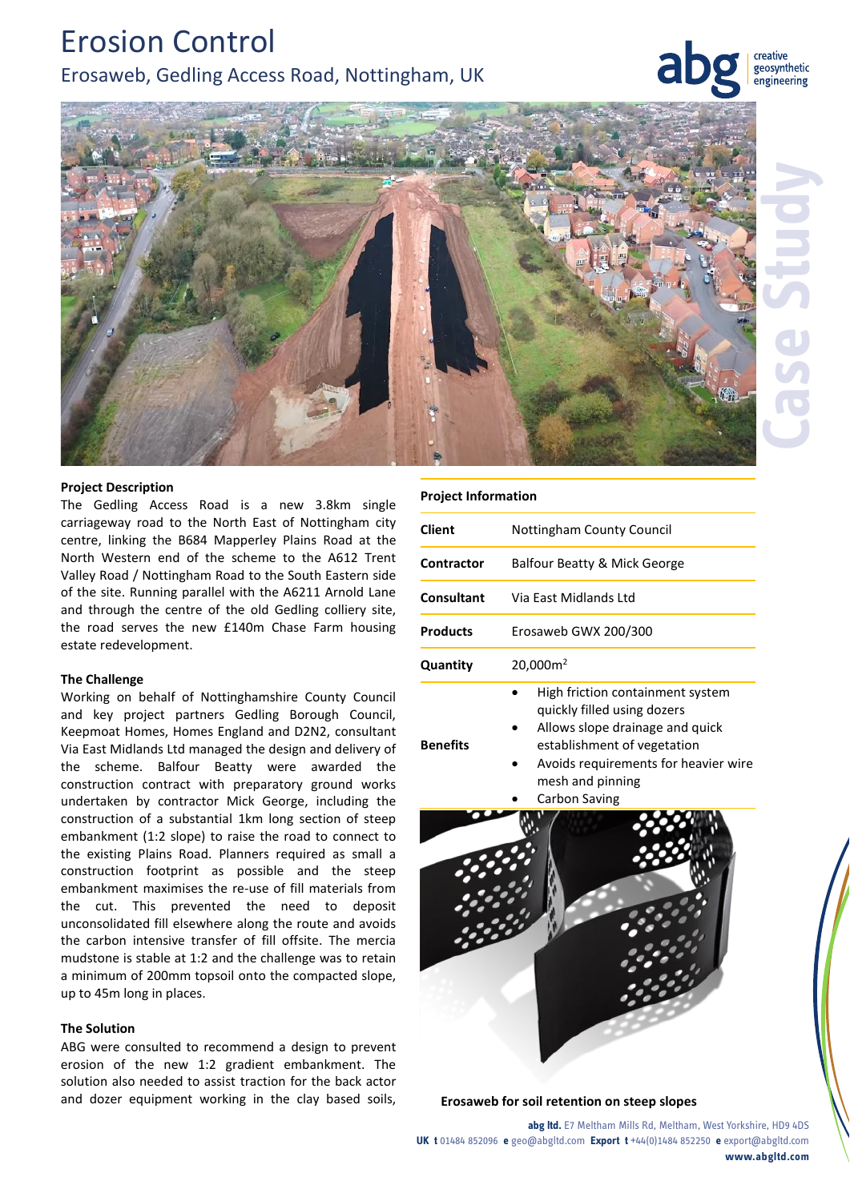# Erosion Control

## Erosaweb, Gedling Access Road, Nottingham, UK

### Project Description

The Gedling Access Road is a new 3.8km single carriageway road to the North East of Nottingham city centre, linking the B684 Mapperley Plains Road at the North Western end of the scheme to the A612 Trent Valley Road / Nottingham Road to the South Eastern side of the site. Running parallel with the A6211 Arnold Lane and through the centre of the old Gedling colliery site, the road serves the new £140m Chase Farm housing estate redevelopment.

### The Challenge

Working on behalf of Nottinghamshire County Council and key project partners Gedling Borough Council, Keepmoat Homes, Homes England and D2N2, consultant Via East Midlands Ltd managed the design and delivery of the scheme. Balfour Beatty were awarded the construction contract with preparatory ground works undertaken by contractor Mick George, including the construction of a substantial 1km long section of steep embankment (1:2 slope) to raise the road to connect to the existing Plains Road. Planners required as small a construction footprint as possible and the steep embankment maximises the re-use of fill materials from the cut. This prevented the need to deposit unconsolidated fill elsewhere along the route and avoids the carbon intensive transfer of fill offsite. The mercia mudstone is stable at 1:2 and the challenge was to retain a minimum of 200mm topsoil onto the compacted slope, up to 45m long in places.

### The Solution

ABG were consulted to recommend a design to prevent erosion of the new 1:2 gradient embankment. The solution also needed to assist traction for the back actor and dozer equipment working in the clay based soils,

### Project Information

| | |
|---|---|
| **Client** | Nottingham County Council |
| **Contractor** | Balfour Beatty & Mick George |
| **Consultant** | Via East Midlands Ltd |
| **Products** | Erosaweb GWX 200/300 |
| **Quantity** | 20,000m² |
| **Benefits** | • High friction containment system quickly filled using dozers<br>• Allows slope drainage and quick establishment of vegetation<br>• Avoids requirements for heavier wire mesh and pinning<br>• Carbon Saving |

**Erosaweb for soil retention on steep slopes**

**abg ltd.** E7 Meltham Mills Rd, Meltham, West Yorkshire, HD9 4DS
**UK t** 01484 852096 **e** geo@abgltd.com **Export t** +44(0)1484 852250 **e** export@abgltd.com
**www.abgltd.com**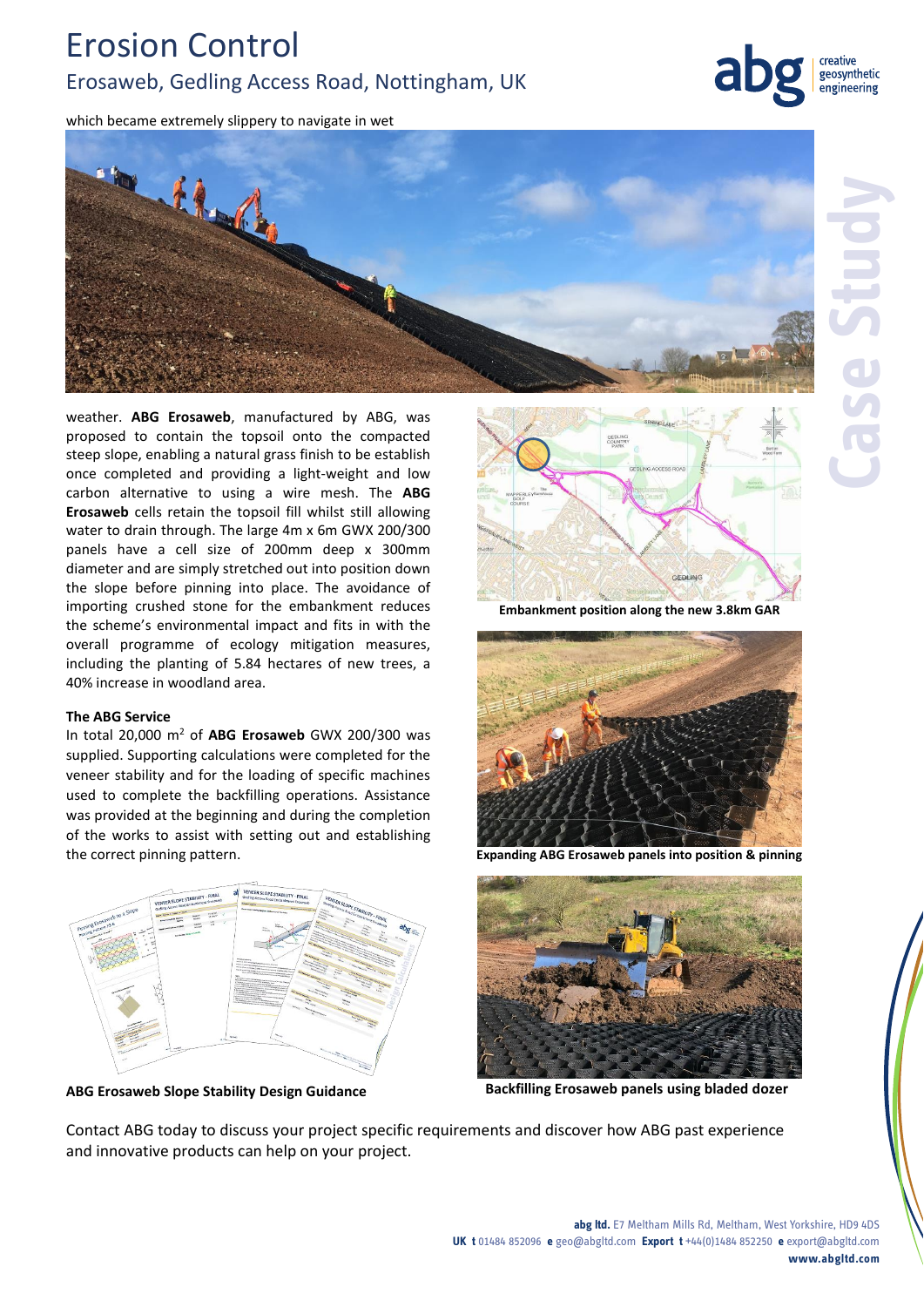# Erosion Control

## Erosaweb, Gedling Access Road, Nottingham, UK

which became extremely slippery to navigate in wet weather. **ABG Erosaweb**, manufactured by ABG, was proposed to contain the topsoil onto the compacted steep slope, enabling a natural grass finish to be establish once completed and providing a light-weight and low carbon alternative to using a wire mesh. The **ABG Erosaweb** cells retain the topsoil fill whilst still allowing water to drain through. The large 4m x 6m GWX 200/300 panels have a cell size of 200mm deep x 300mm diameter and are simply stretched out into position down the slope before pinning into place. The avoidance of importing crushed stone for the embankment reduces the scheme's environmental impact and fits in with the overall programme of ecology mitigation measures, including the planting of 5.84 hectares of new trees, a 40% increase in woodland area.

Embankment position along the new 3.8km GAR

Expanding ABG Erosaweb panels into position & pinning

### The ABG Service

In total 20,000 m$^2$ of **ABG Erosaweb** GWX 200/300 was supplied. Supporting calculations were completed for the veneer stability and for the loading of specific machines used to complete the backfilling operations. Assistance was provided at the beginning and during the completion of the works to assist with setting out and establishing the correct pinning pattern.

ABG Erosaweb Slope Stability Design Guidance

Backfilling Erosaweb panels using bladed dozer

Contact ABG today to discuss your project specific requirements and discover how ABG past experience and innovative products can help on your project.

**abg ltd.** E7 Meltham Mills Rd, Meltham, West Yorkshire, HD9 4DS
**UK t** 01484 852096 **e** geo@abgltd.com **Export t** +44(0)1484 852250 **e** export@abgltd.com
**www.abgltd.com**